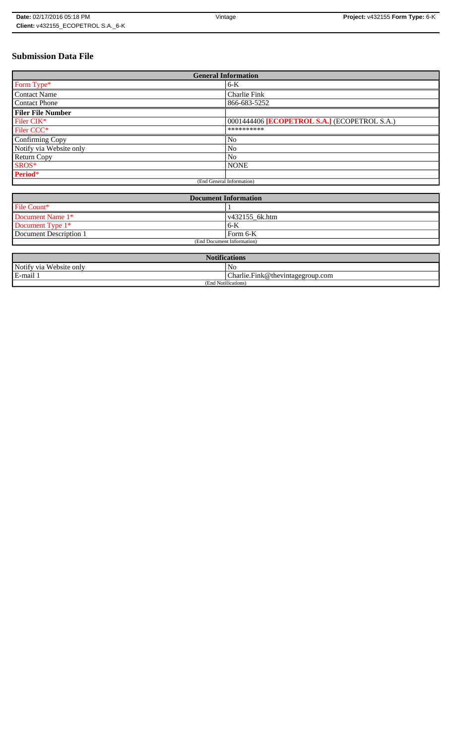# Submission Data File

| General Information | |
|---|---|
| Form Type* | 6-K |
| Contact Name | Charlie Fink |
| Contact Phone | 866-683-5252 |
| **Filer File Number** | |
| Filer CIK* | 0001444406 **[ECOPETROL S.A.]** (ECOPETROL S.A.) |
| Filer CCC* | ********** |
| Confirming Copy | No |
| Notify via Website only | No |
| Return Copy | No |
| SROS* | NONE |
| **Period*** | |
| (End General Information) | |

| Document Information | |
|---|---|
| File Count* | 1 |
| Document Name 1* | v432155_6k.htm |
| Document Type 1* | 6-K |
| Document Description 1 | Form 6-K |
| (End Document Information) | |

| Notifications | |
|---|---|
| Notify via Website only | No |
| E-mail 1 | Charlie.Fink@thevintagegroup.com |
| (End Notifications) | |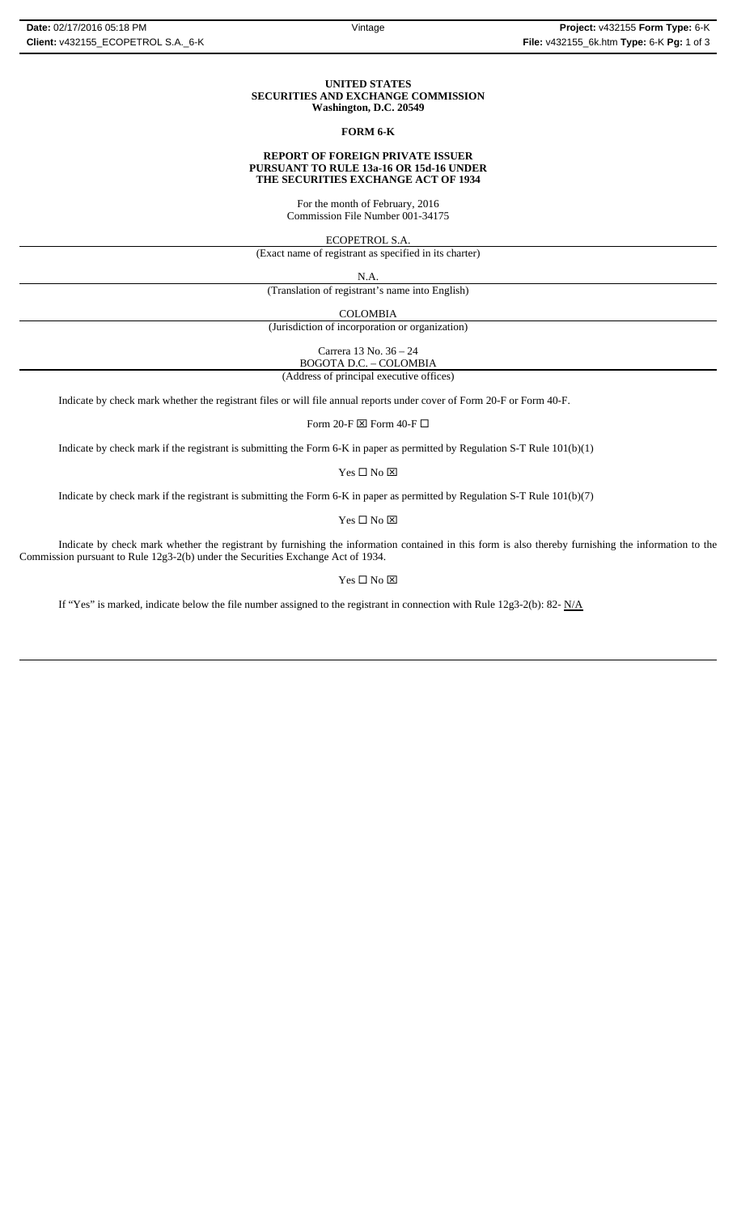**UNITED STATES**
**SECURITIES AND EXCHANGE COMMISSION**
**Washington, D.C. 20549**

**FORM 6-K**

**REPORT OF FOREIGN PRIVATE ISSUER**
**PURSUANT TO RULE 13a-16 OR 15d-16 UNDER**
**THE SECURITIES EXCHANGE ACT OF 1934**

For the month of February, 2016
Commission File Number 001-34175

ECOPETROL S.A.
(Exact name of registrant as specified in its charter)

N.A.
(Translation of registrant's name into English)

COLOMBIA
(Jurisdiction of incorporation or organization)

Carrera 13 No. 36 – 24
BOGOTA D.C. – COLOMBIA
(Address of principal executive offices)

Indicate by check mark whether the registrant files or will file annual reports under cover of Form 20-F or Form 40-F.

Form 20-F ☒ Form 40-F ☐

Indicate by check mark if the registrant is submitting the Form 6-K in paper as permitted by Regulation S-T Rule 101(b)(1)

Yes ☐ No ☒

Indicate by check mark if the registrant is submitting the Form 6-K in paper as permitted by Regulation S-T Rule 101(b)(7)

Yes ☐ No ☒

Indicate by check mark whether the registrant by furnishing the information contained in this form is also thereby furnishing the information to the Commission pursuant to Rule 12g3-2(b) under the Securities Exchange Act of 1934.

Yes ☐ No ☒

If "Yes" is marked, indicate below the file number assigned to the registrant in connection with Rule 12g3-2(b): 82- N/A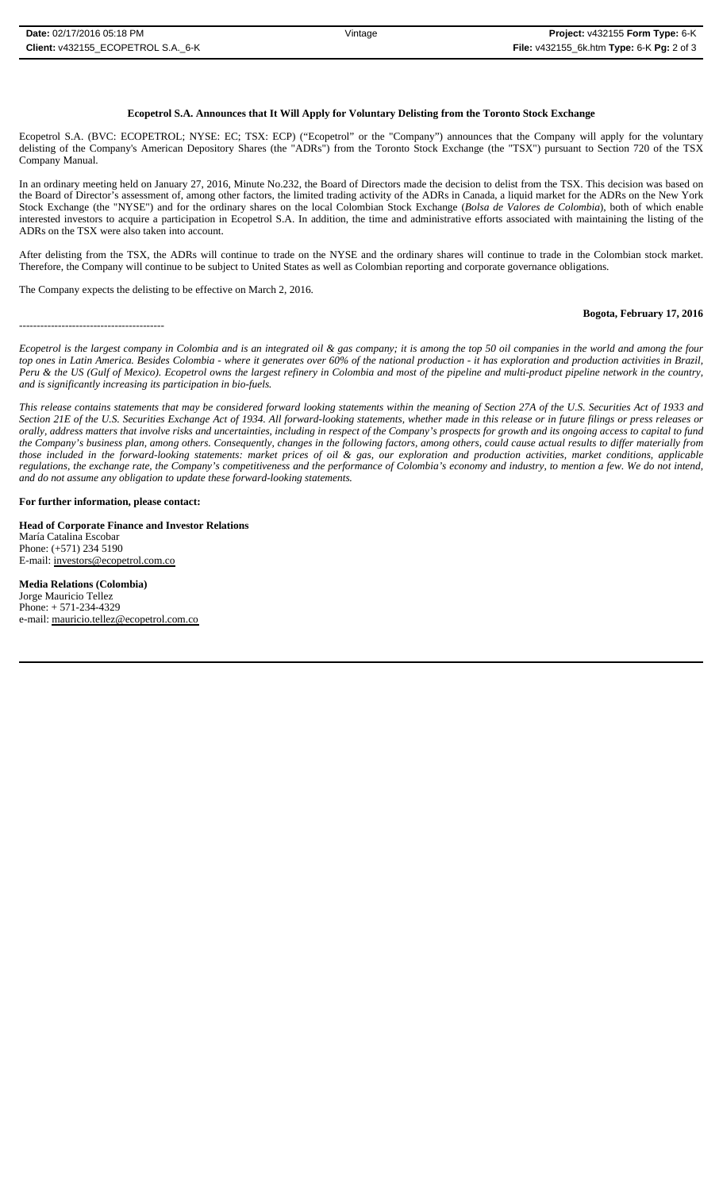**Ecopetrol S.A. Announces that It Will Apply for Voluntary Delisting from the Toronto Stock Exchange**

Ecopetrol S.A. (BVC: ECOPETROL; NYSE: EC; TSX: ECP) ("Ecopetrol" or the "Company") announces that the Company will apply for the voluntary delisting of the Company's American Depository Shares (the "ADRs") from the Toronto Stock Exchange (the "TSX") pursuant to Section 720 of the TSX Company Manual.

In an ordinary meeting held on January 27, 2016, Minute No.232, the Board of Directors made the decision to delist from the TSX. This decision was based on the Board of Director's assessment of, among other factors, the limited trading activity of the ADRs in Canada, a liquid market for the ADRs on the New York Stock Exchange (the "NYSE") and for the ordinary shares on the local Colombian Stock Exchange (*Bolsa de Valores de Colombia*), both of which enable interested investors to acquire a participation in Ecopetrol S.A. In addition, the time and administrative efforts associated with maintaining the listing of the ADRs on the TSX were also taken into account.

After delisting from the TSX, the ADRs will continue to trade on the NYSE and the ordinary shares will continue to trade in the Colombian stock market. Therefore, the Company will continue to be subject to United States as well as Colombian reporting and corporate governance obligations.

The Company expects the delisting to be effective on March 2, 2016.

**Bogota, February 17, 2016**

-----------------------------------------

*Ecopetrol is the largest company in Colombia and is an integrated oil & gas company; it is among the top 50 oil companies in the world and among the four top ones in Latin America. Besides Colombia - where it generates over 60% of the national production - it has exploration and production activities in Brazil, Peru & the US (Gulf of Mexico). Ecopetrol owns the largest refinery in Colombia and most of the pipeline and multi-product pipeline network in the country, and is significantly increasing its participation in bio-fuels.*

*This release contains statements that may be considered forward looking statements within the meaning of Section 27A of the U.S. Securities Act of 1933 and Section 21E of the U.S. Securities Exchange Act of 1934. All forward-looking statements, whether made in this release or in future filings or press releases or orally, address matters that involve risks and uncertainties, including in respect of the Company's prospects for growth and its ongoing access to capital to fund the Company's business plan, among others. Consequently, changes in the following factors, among others, could cause actual results to differ materially from those included in the forward-looking statements: market prices of oil & gas, our exploration and production activities, market conditions, applicable regulations, the exchange rate, the Company's competitiveness and the performance of Colombia's economy and industry, to mention a few. We do not intend, and do not assume any obligation to update these forward-looking statements.*

**For further information, please contact:**

**Head of Corporate Finance and Investor Relations**
María Catalina Escobar
Phone: (+571) 234 5190
E-mail: investors@ecopetrol.com.co

**Media Relations (Colombia)**
Jorge Mauricio Tellez
Phone: + 571-234-4329
e-mail: mauricio.tellez@ecopetrol.com.co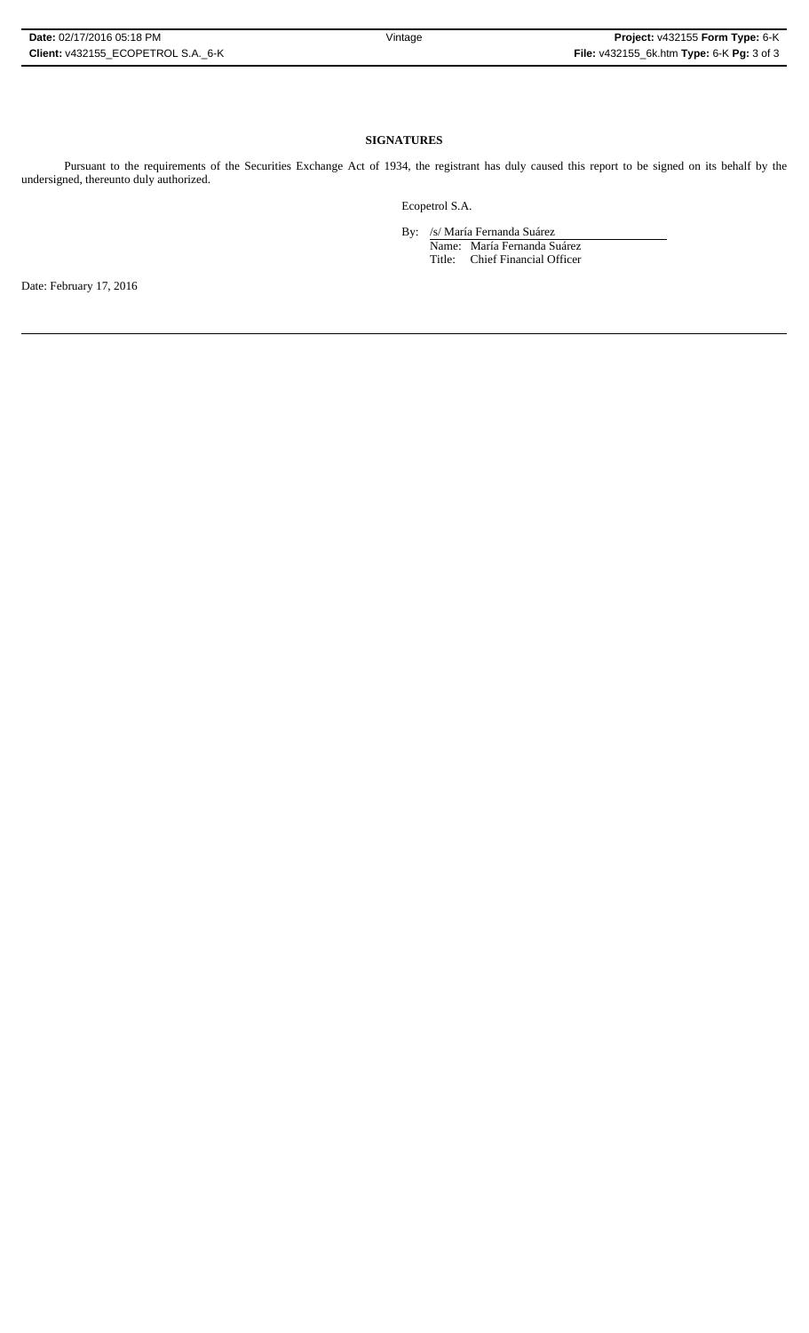## SIGNATURES

Pursuant to the requirements of the Securities Exchange Act of 1934, the registrant has duly caused this report to be signed on its behalf by the undersigned, thereunto duly authorized.

Ecopetrol S.A.

By: /s/ María Fernanda Suárez

Name: María Fernanda Suárez

Title: Chief Financial Officer

Date: February 17, 2016